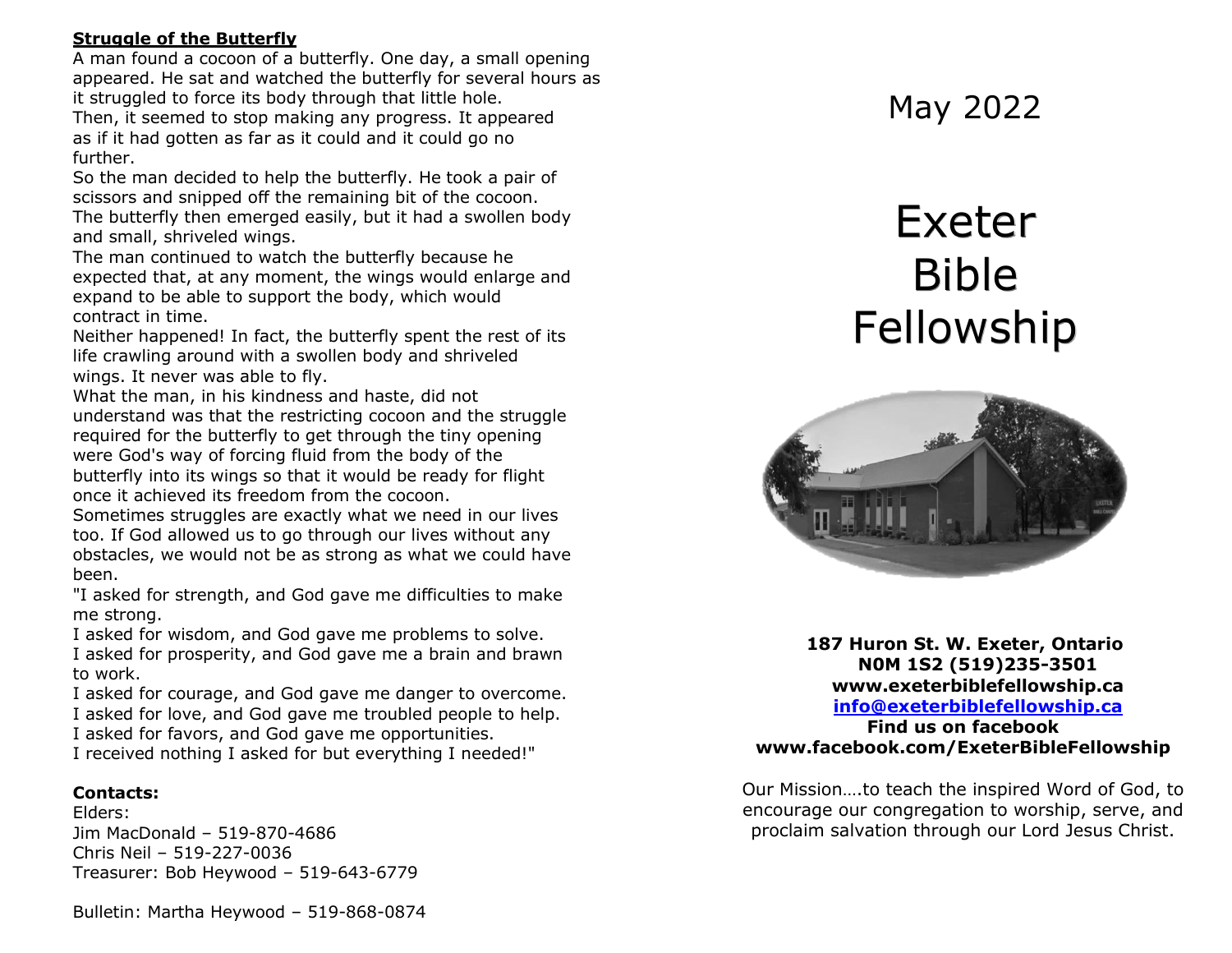**Struggle of the Butterfly**

A man found a cocoon of a butterfly. One day, a small opening appeared. He sat and watched the butterfly for several hours as it struggled to force its body through that little hole.

Then, it seemed to stop making any progress. It appeared as if it had gotten as far as it could and it could go no further.

So the man decided to help the butterfly. He took a pair of scissors and snipped off the remaining bit of the cocoon. The butterfly then emerged easily, but it had a swollen body and small, shriveled wings.

The man continued to watch the butterfly because he expected that, at any moment, the wings would enlarge and expand to be able to support the body, which would contract in time.

Neither happened! In fact, the butterfly spent the rest of its life crawling around with a swollen body and shriveled wings. It never was able to fly.

What the man, in his kindness and haste, did not understand was that the restricting cocoon and the struggle required for the butterfly to get through the tiny opening were God's way of forcing fluid from the body of the butterfly into its wings so that it would be ready for flight once it achieved its freedom from the cocoon.

Sometimes struggles are exactly what we need in our lives too. If God allowed us to go through our lives without any obstacles, we would not be as strong as what we could have been.

"I asked for strength, and God gave me difficulties to make me strong.
I asked for wisdom, and God gave me problems to solve.
I asked for prosperity, and God gave me a brain and brawn to work.
I asked for courage, and God gave me danger to overcome.
I asked for love, and God gave me troubled people to help.
I asked for favors, and God gave me opportunities.
I received nothing I asked for but everything I needed!"

**Contacts:**

Elders:
Jim MacDonald – 519-870-4686
Chris Neil – 519-227-0036
Treasurer: Bob Heywood – 519-643-6779

Bulletin: Martha Heywood – 519-868-0874

May 2022

# Exeter Bible Fellowship

**187 Huron St. W. Exeter, Ontario**
**N0M 1S2 (519)235-3501**
**www.exeterbiblefellowship.ca**
**info@exeterbiblefellowship.ca**
**Find us on facebook**
**www.facebook.com/ExeterBibleFellowship**

Our Mission….to teach the inspired Word of God, to encourage our congregation to worship, serve, and proclaim salvation through our Lord Jesus Christ.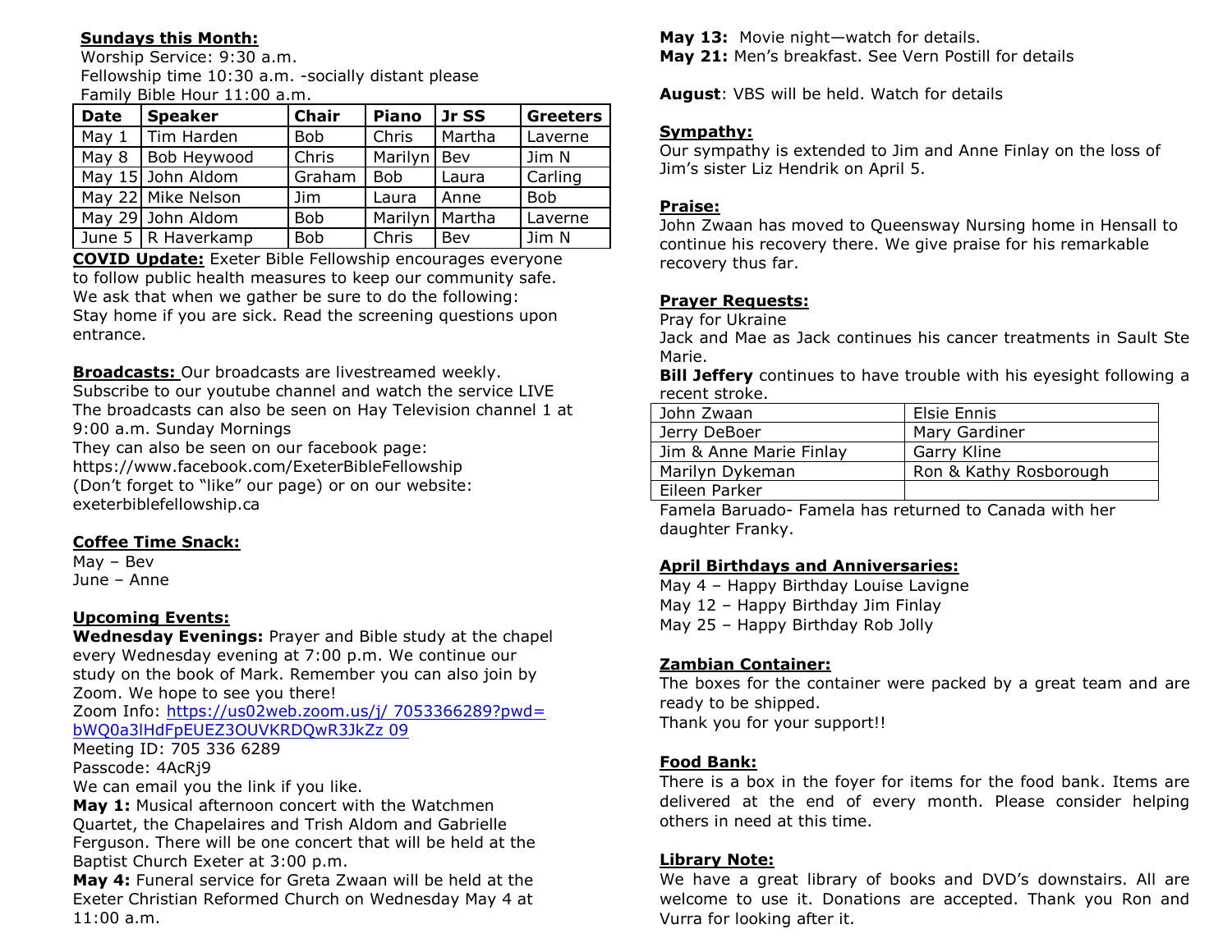**Sundays this Month:**

Worship Service: 9:30 a.m.
Fellowship time 10:30 a.m. -socially distant please
Family Bible Hour 11:00 a.m.

| Date | Speaker | Chair | Piano | Jr SS | Greeters |
|---|---|---|---|---|---|
| May 1 | Tim Harden | Bob | Chris | Martha | Laverne |
| May 8 | Bob Heywood | Chris | Marilyn | Bev | Jim N |
| May 15 | John Aldom | Graham | Bob | Laura | Carling |
| May 22 | Mike Nelson | Jim | Laura | Anne | Bob |
| May 29 | John Aldom | Bob | Marilyn | Martha | Laverne |
| June 5 | R Haverkamp | Bob | Chris | Bev | Jim N |

**COVID Update:** Exeter Bible Fellowship encourages everyone to follow public health measures to keep our community safe. We ask that when we gather be sure to do the following: Stay home if you are sick. Read the screening questions upon entrance.

**Broadcasts:** Our broadcasts are livestreamed weekly. Subscribe to our youtube channel and watch the service LIVE The broadcasts can also be seen on Hay Television channel 1 at 9:00 a.m. Sunday Mornings
They can also be seen on our facebook page: https://www.facebook.com/ExeterBibleFellowship
(Don't forget to "like" our page) or on our website: exeterbiblefellowship.ca

**Coffee Time Snack:**

May – Bev
June – Anne

**Upcoming Events:**

**Wednesday Evenings:** Prayer and Bible study at the chapel every Wednesday evening at 7:00 p.m. We continue our study on the book of Mark. Remember you can also join by Zoom. We hope to see you there!
Zoom Info: https://us02web.zoom.us/j/ 7053366289?pwd= bWQ0a3lHdFpEUEZ3OUVKRDQwR3JkZz 09
Meeting ID: 705 336 6289
Passcode: 4AcRj9
We can email you the link if you like.

**May 1:** Musical afternoon concert with the Watchmen Quartet, the Chapelaires and Trish Aldom and Gabrielle Ferguson. There will be one concert that will be held at the Baptist Church Exeter at 3:00 p.m.

**May 4:** Funeral service for Greta Zwaan will be held at the Exeter Christian Reformed Church on Wednesday May 4 at 11:00 a.m.

**May 13:** Movie night—watch for details.

**May 21:** Men's breakfast. See Vern Postill for details

**August**: VBS will be held. Watch for details

**Sympathy:**

Our sympathy is extended to Jim and Anne Finlay on the loss of Jim's sister Liz Hendrik on April 5.

**Praise:**

John Zwaan has moved to Queensway Nursing home in Hensall to continue his recovery there. We give praise for his remarkable recovery thus far.

**Prayer Requests:**

Pray for Ukraine
Jack and Mae as Jack continues his cancer treatments in Sault Ste Marie.
**Bill Jeffery** continues to have trouble with his eyesight following a recent stroke.

| | |
|---|---|
| John Zwaan | Elsie Ennis |
| Jerry DeBoer | Mary Gardiner |
| Jim & Anne Marie Finlay | Garry Kline |
| Marilyn Dykeman | Ron & Kathy Rosborough |
| Eileen Parker | |

Famela Baruado- Famela has returned to Canada with her daughter Franky.

**April Birthdays and Anniversaries:**

May 4 – Happy Birthday Louise Lavigne
May 12 – Happy Birthday Jim Finlay
May 25 – Happy Birthday Rob Jolly

**Zambian Container:**

The boxes for the container were packed by a great team and are ready to be shipped.
Thank you for your support!!

**Food Bank:**

There is a box in the foyer for items for the food bank. Items are delivered at the end of every month. Please consider helping others in need at this time.

**Library Note:**

We have a great library of books and DVD's downstairs. All are welcome to use it. Donations are accepted. Thank you Ron and Vurra for looking after it.